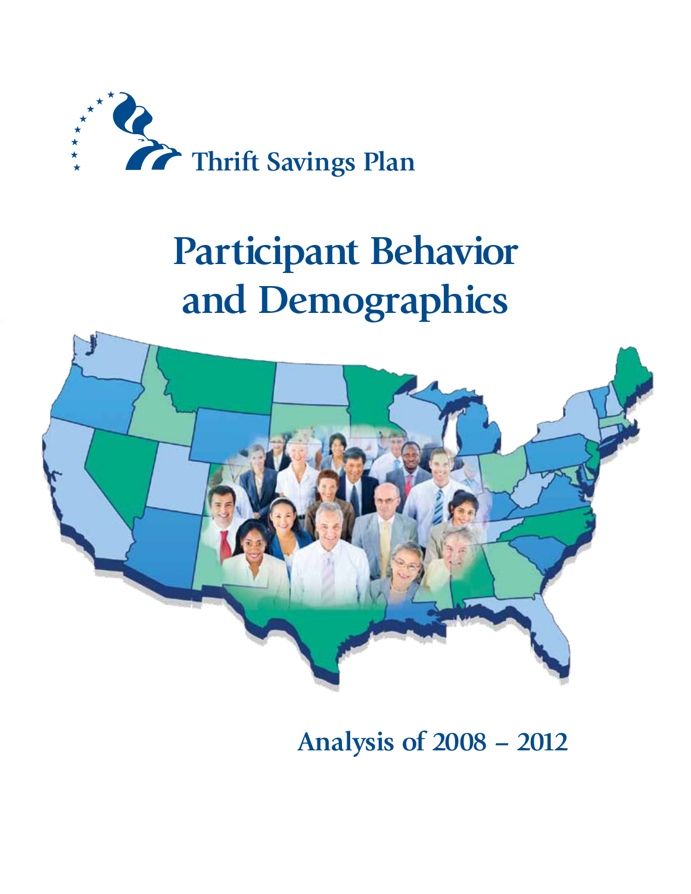Thrift Savings Plan

# Participant Behavior and Demographics

## Analysis of 2008 – 2012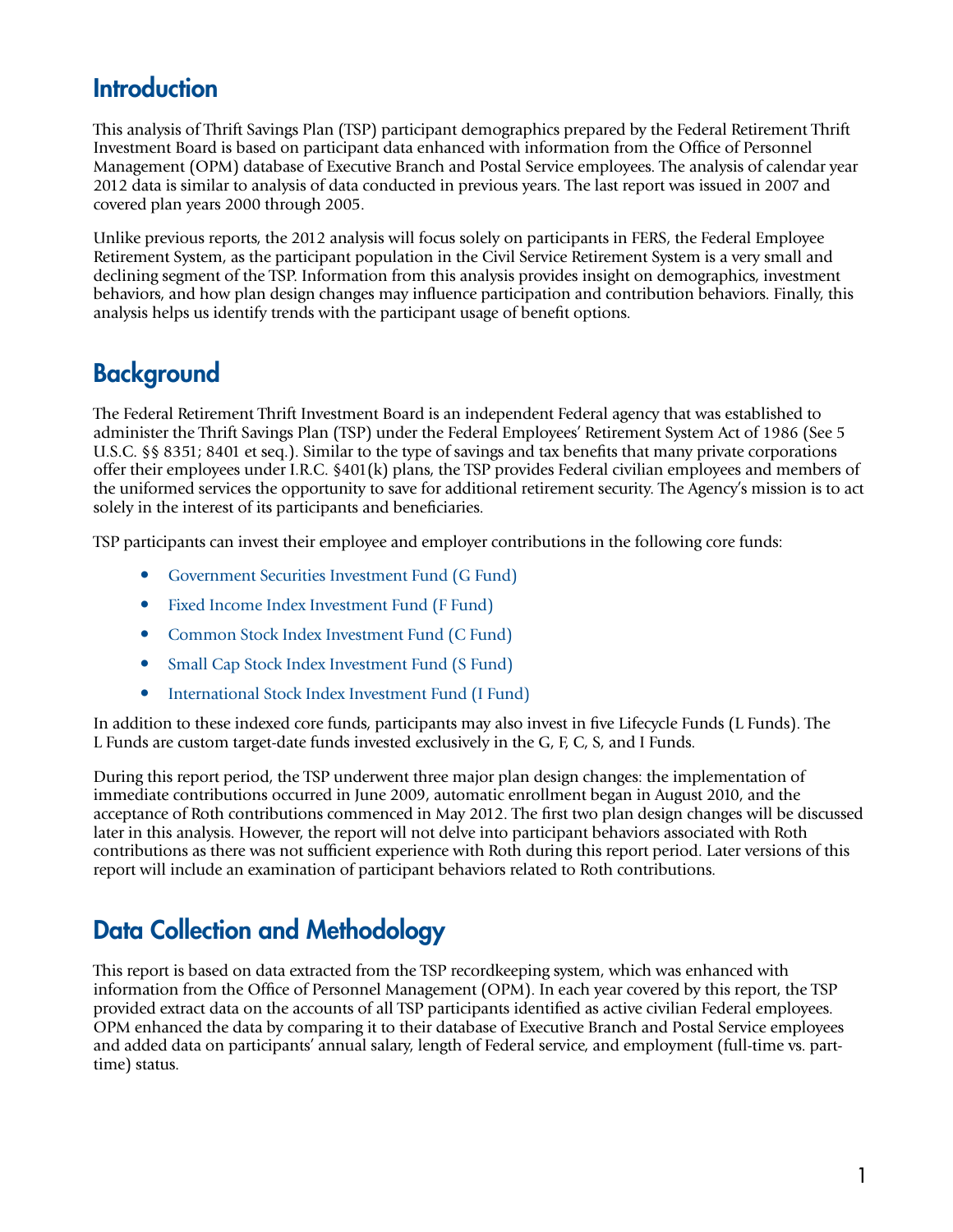## Introduction

This analysis of Thrift Savings Plan (TSP) participant demographics prepared by the Federal Retirement Thrift Investment Board is based on participant data enhanced with information from the Office of Personnel Management (OPM) database of Executive Branch and Postal Service employees. The analysis of calendar year 2012 data is similar to analysis of data conducted in previous years. The last report was issued in 2007 and covered plan years 2000 through 2005.

Unlike previous reports, the 2012 analysis will focus solely on participants in FERS, the Federal Employee Retirement System, as the participant population in the Civil Service Retirement System is a very small and declining segment of the TSP. Information from this analysis provides insight on demographics, investment behaviors, and how plan design changes may influence participation and contribution behaviors. Finally, this analysis helps us identify trends with the participant usage of benefit options.

## Background

The Federal Retirement Thrift Investment Board is an independent Federal agency that was established to administer the Thrift Savings Plan (TSP) under the Federal Employees' Retirement System Act of 1986 (See 5 U.S.C. §§ 8351; 8401 et seq.). Similar to the type of savings and tax benefits that many private corporations offer their employees under I.R.C. §401(k) plans, the TSP provides Federal civilian employees and members of the uniformed services the opportunity to save for additional retirement security. The Agency's mission is to act solely in the interest of its participants and beneficiaries.

TSP participants can invest their employee and employer contributions in the following core funds:

- Government Securities Investment Fund (G Fund)
- Fixed Income Index Investment Fund (F Fund)
- Common Stock Index Investment Fund (C Fund)
- Small Cap Stock Index Investment Fund (S Fund)
- International Stock Index Investment Fund (I Fund)

In addition to these indexed core funds, participants may also invest in five Lifecycle Funds (L Funds). The L Funds are custom target-date funds invested exclusively in the G, F, C, S, and I Funds.

During this report period, the TSP underwent three major plan design changes: the implementation of immediate contributions occurred in June 2009, automatic enrollment began in August 2010, and the acceptance of Roth contributions commenced in May 2012. The first two plan design changes will be discussed later in this analysis. However, the report will not delve into participant behaviors associated with Roth contributions as there was not sufficient experience with Roth during this report period. Later versions of this report will include an examination of participant behaviors related to Roth contributions.

## Data Collection and Methodology

This report is based on data extracted from the TSP recordkeeping system, which was enhanced with information from the Office of Personnel Management (OPM). In each year covered by this report, the TSP provided extract data on the accounts of all TSP participants identified as active civilian Federal employees. OPM enhanced the data by comparing it to their database of Executive Branch and Postal Service employees and added data on participants' annual salary, length of Federal service, and employment (full-time vs. part-time) status.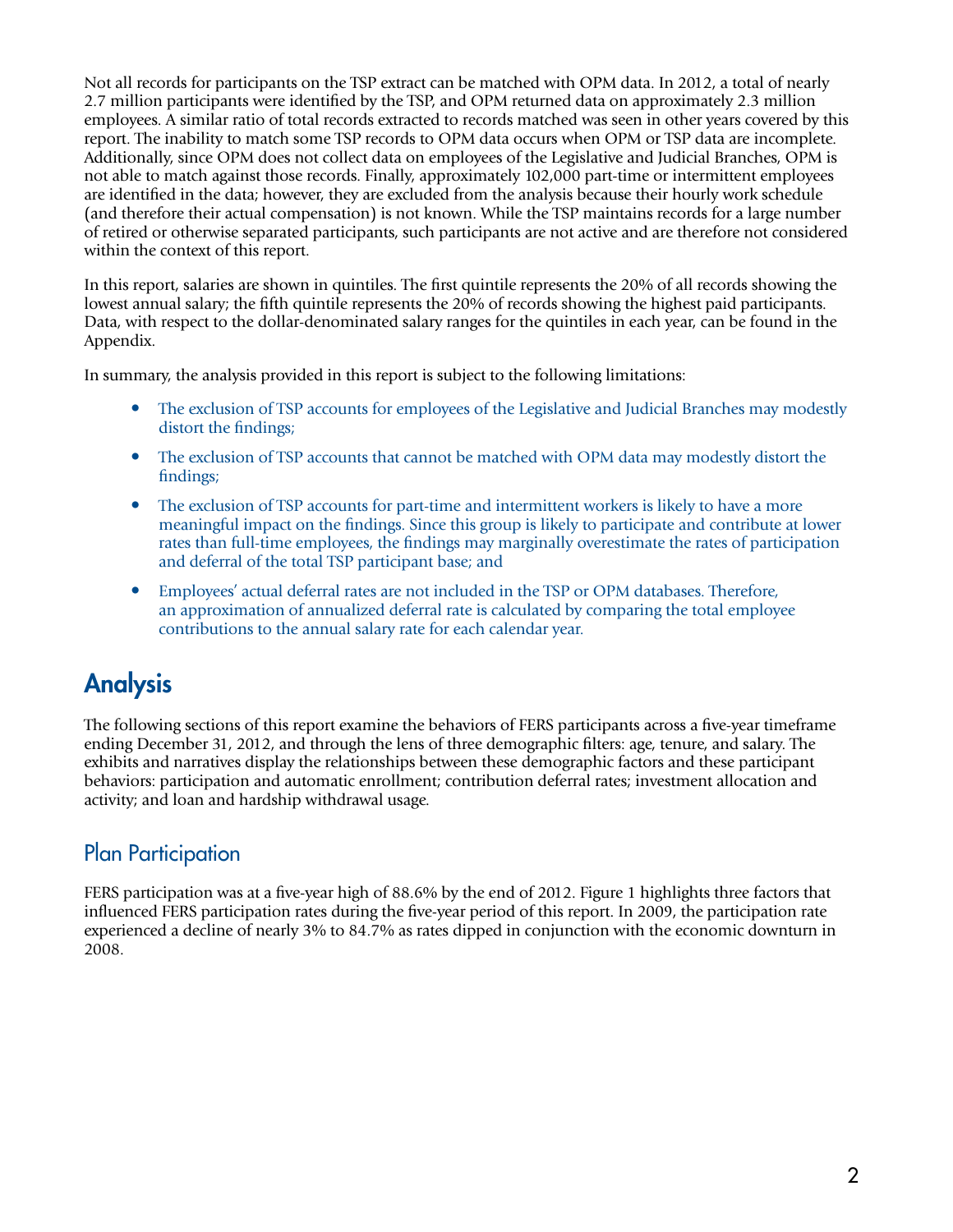Not all records for participants on the TSP extract can be matched with OPM data. In 2012, a total of nearly 2.7 million participants were identified by the TSP, and OPM returned data on approximately 2.3 million employees. A similar ratio of total records extracted to records matched was seen in other years covered by this report. The inability to match some TSP records to OPM data occurs when OPM or TSP data are incomplete. Additionally, since OPM does not collect data on employees of the Legislative and Judicial Branches, OPM is not able to match against those records. Finally, approximately 102,000 part-time or intermittent employees are identified in the data; however, they are excluded from the analysis because their hourly work schedule (and therefore their actual compensation) is not known. While the TSP maintains records for a large number of retired or otherwise separated participants, such participants are not active and are therefore not considered within the context of this report.

In this report, salaries are shown in quintiles. The first quintile represents the 20% of all records showing the lowest annual salary; the fifth quintile represents the 20% of records showing the highest paid participants. Data, with respect to the dollar-denominated salary ranges for the quintiles in each year, can be found in the Appendix.

In summary, the analysis provided in this report is subject to the following limitations:

- The exclusion of TSP accounts for employees of the Legislative and Judicial Branches may modestly distort the findings;
- The exclusion of TSP accounts that cannot be matched with OPM data may modestly distort the findings;
- The exclusion of TSP accounts for part-time and intermittent workers is likely to have a more meaningful impact on the findings. Since this group is likely to participate and contribute at lower rates than full-time employees, the findings may marginally overestimate the rates of participation and deferral of the total TSP participant base; and
- Employees' actual deferral rates are not included in the TSP or OPM databases. Therefore, an approximation of annualized deferral rate is calculated by comparing the total employee contributions to the annual salary rate for each calendar year.

# Analysis

The following sections of this report examine the behaviors of FERS participants across a five-year timeframe ending December 31, 2012, and through the lens of three demographic filters: age, tenure, and salary. The exhibits and narratives display the relationships between these demographic factors and these participant behaviors: participation and automatic enrollment; contribution deferral rates; investment allocation and activity; and loan and hardship withdrawal usage.

## Plan Participation

FERS participation was at a five-year high of 88.6% by the end of 2012. Figure 1 highlights three factors that influenced FERS participation rates during the five-year period of this report. In 2009, the participation rate experienced a decline of nearly 3% to 84.7% as rates dipped in conjunction with the economic downturn in 2008.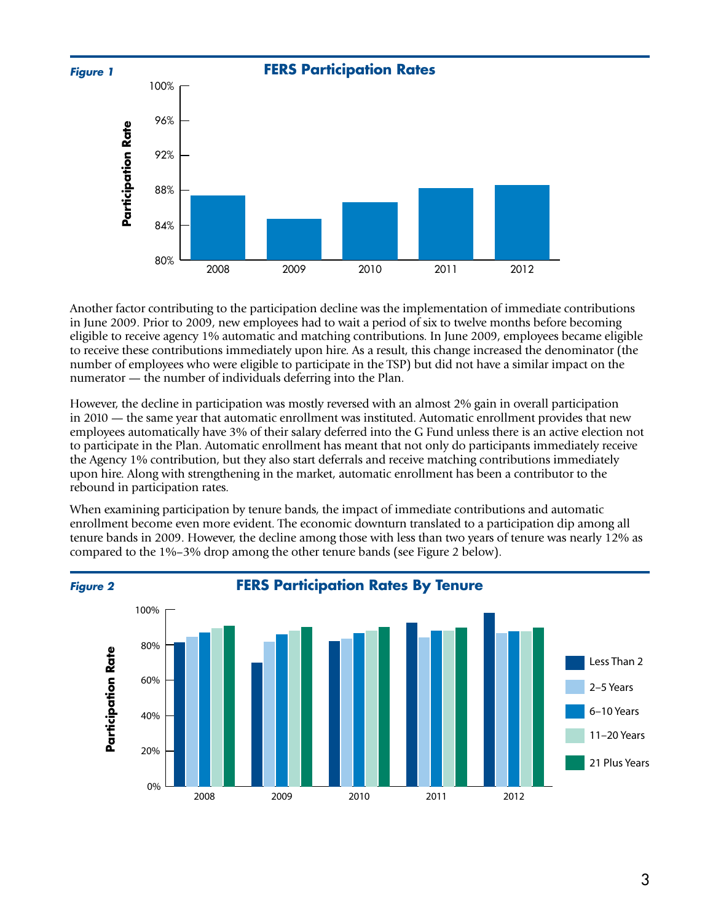*Figure 1*

**FERS Participation Rates**

Participation Rate

100%
96%
92%
88%
84%
80%

2008
2009
2010
2011
2012

Another factor contributing to the participation decline was the implementation of immediate contributions in June 2009. Prior to 2009, new employees had to wait a period of six to twelve months before becoming eligible to receive agency 1% automatic and matching contributions. In June 2009, employees became eligible to receive these contributions immediately upon hire. As a result, this change increased the denominator (the number of employees who were eligible to participate in the TSP) but did not have a similar impact on the numerator — the number of individuals deferring into the Plan.

However, the decline in participation was mostly reversed with an almost 2% gain in overall participation in 2010 — the same year that automatic enrollment was instituted. Automatic enrollment provides that new employees automatically have 3% of their salary deferred into the G Fund unless there is an active election not to participate in the Plan. Automatic enrollment has meant that not only do participants immediately receive the Agency 1% contribution, but they also start deferrals and receive matching contributions immediately upon hire. Along with strengthening in the market, automatic enrollment has been a contributor to the rebound in participation rates.

When examining participation by tenure bands, the impact of immediate contributions and automatic enrollment become even more evident. The economic downturn translated to a participation dip among all tenure bands in 2009. However, the decline among those with less than two years of tenure was nearly 12% as compared to the 1%–3% drop among the other tenure bands (see Figure 2 below).

*Figure 2*

**FERS Participation Rates By Tenure**

Participation Rate

100%
80%
60%
40%
20%
0%

2008
2009
2010
2011
2012

Less Than 2
2–5 Years
6–10 Years
11–20 Years
21 Plus Years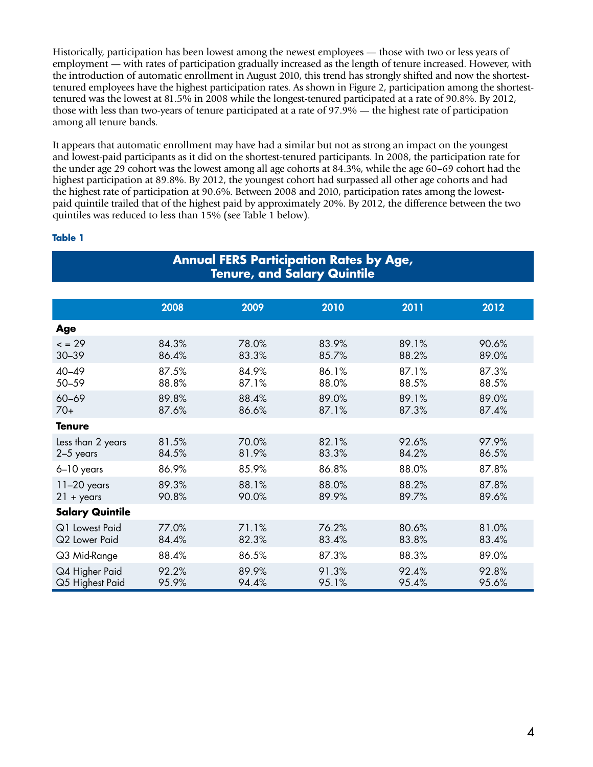Historically, participation has been lowest among the newest employees — those with two or less years of employment — with rates of participation gradually increased as the length of tenure increased. However, with the introduction of automatic enrollment in August 2010, this trend has strongly shifted and now the shortest-tenured employees have the highest participation rates. As shown in Figure 2, participation among the shortest-tenured was the lowest at 81.5% in 2008 while the longest-tenured participated at a rate of 90.8%. By 2012, those with less than two-years of tenure participated at a rate of 97.9% — the highest rate of participation among all tenure bands.

It appears that automatic enrollment may have had a similar but not as strong an impact on the youngest and lowest-paid participants as it did on the shortest-tenured participants. In 2008, the participation rate for the under age 29 cohort was the lowest among all age cohorts at 84.3%, while the age 60–69 cohort had the highest participation at 89.8%. By 2012, the youngest cohort had surpassed all other age cohorts and had the highest rate of participation at 90.6%. Between 2008 and 2010, participation rates among the lowest-paid quintile trailed that of the highest paid by approximately 20%. By 2012, the difference between the two quintiles was reduced to less than 15% (see Table 1 below).

**Table 1**

**Annual FERS Participation Rates by Age, Tenure, and Salary Quintile**

| | 2008 | 2009 | 2010 | 2011 | 2012 |
|---|---|---|---|---|---|
| **Age** | | | | | |
| < = 29 | 84.3% | 78.0% | 83.9% | 89.1% | 90.6% |
| 30–39 | 86.4% | 83.3% | 85.7% | 88.2% | 89.0% |
| 40–49 | 87.5% | 84.9% | 86.1% | 87.1% | 87.3% |
| 50–59 | 88.8% | 87.1% | 88.0% | 88.5% | 88.5% |
| 60–69 | 89.8% | 88.4% | 89.0% | 89.1% | 89.0% |
| 70+ | 87.6% | 86.6% | 87.1% | 87.3% | 87.4% |
| **Tenure** | | | | | |
| Less than 2 years | 81.5% | 70.0% | 82.1% | 92.6% | 97.9% |
| 2–5 years | 84.5% | 81.9% | 83.3% | 84.2% | 86.5% |
| 6–10 years | 86.9% | 85.9% | 86.8% | 88.0% | 87.8% |
| 11–20 years | 89.3% | 88.1% | 88.0% | 88.2% | 87.8% |
| 21 + years | 90.8% | 90.0% | 89.9% | 89.7% | 89.6% |
| **Salary Quintile** | | | | | |
| Q1 Lowest Paid | 77.0% | 71.1% | 76.2% | 80.6% | 81.0% |
| Q2 Lower Paid | 84.4% | 82.3% | 83.4% | 83.8% | 83.4% |
| Q3 Mid-Range | 88.4% | 86.5% | 87.3% | 88.3% | 89.0% |
| Q4 Higher Paid | 92.2% | 89.9% | 91.3% | 92.4% | 92.8% |
| Q5 Highest Paid | 95.9% | 94.4% | 95.1% | 95.4% | 95.6% |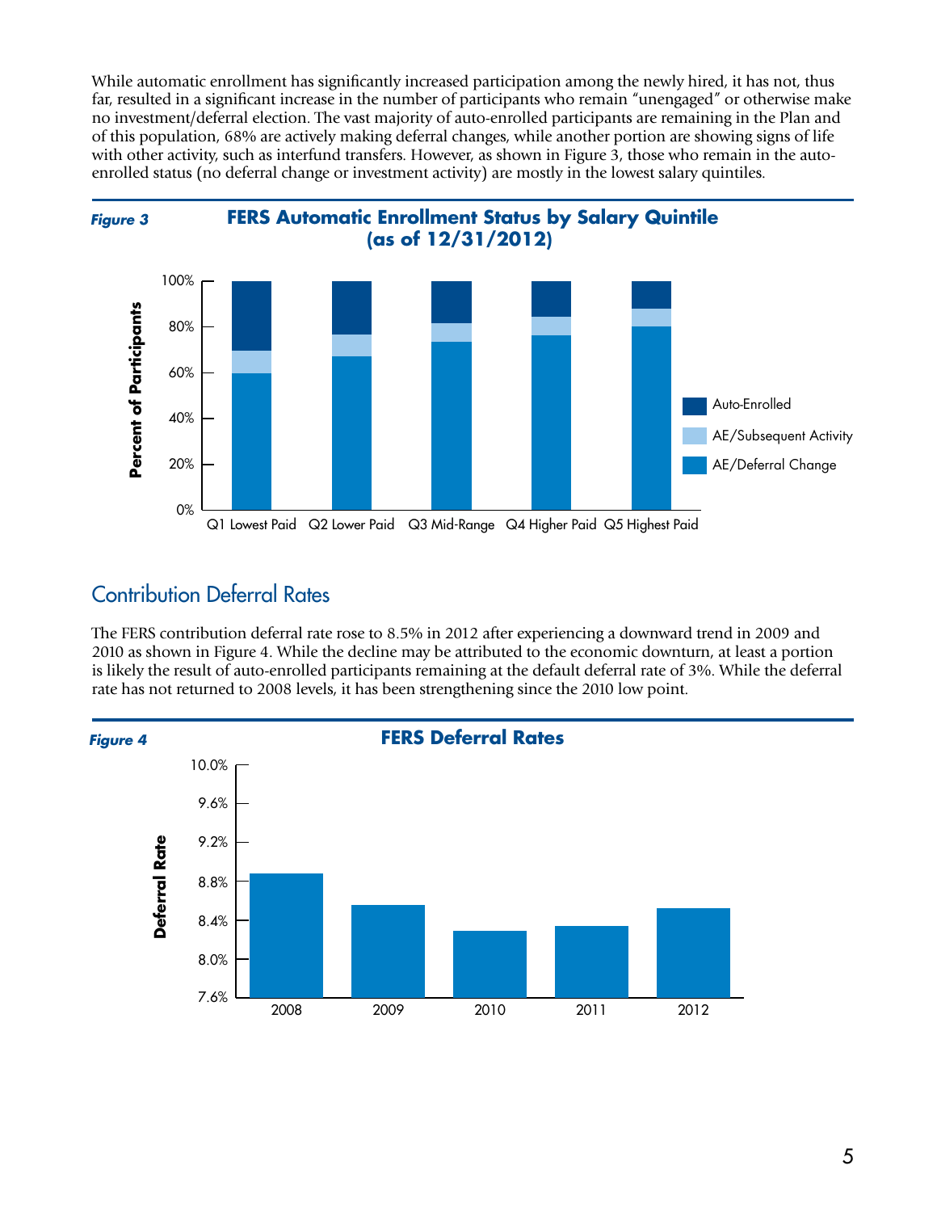While automatic enrollment has significantly increased participation among the newly hired, it has not, thus far, resulted in a significant increase in the number of participants who remain "unengaged" or otherwise make no investment/deferral election. The vast majority of auto-enrolled participants are remaining in the Plan and of this population, 68% are actively making deferral changes, while another portion are showing signs of life with other activity, such as interfund transfers. However, as shown in Figure 3, those who remain in the auto-enrolled status (no deferral change or investment activity) are mostly in the lowest salary quintiles.

*Figure 3*

**FERS Automatic Enrollment Status by Salary Quintile (as of 12/31/2012)**

Percent of Participants

100%
80%
60%
40%
20%
0%

Q1 Lowest Paid
Q2 Lower Paid
Q3 Mid-Range
Q4 Higher Paid
Q5 Highest Paid

Auto-Enrolled
AE/Subsequent Activity
AE/Deferral Change

## Contribution Deferral Rates

The FERS contribution deferral rate rose to 8.5% in 2012 after experiencing a downward trend in 2009 and 2010 as shown in Figure 4. While the decline may be attributed to the economic downturn, at least a portion is likely the result of auto-enrolled participants remaining at the default deferral rate of 3%. While the deferral rate has not returned to 2008 levels, it has been strengthening since the 2010 low point.

*Figure 4*

**FERS Deferral Rates**

Deferral Rate

10.0%
9.6%
9.2%
8.8%
8.4%
8.0%
7.6%

2008
2009
2010
2011
2012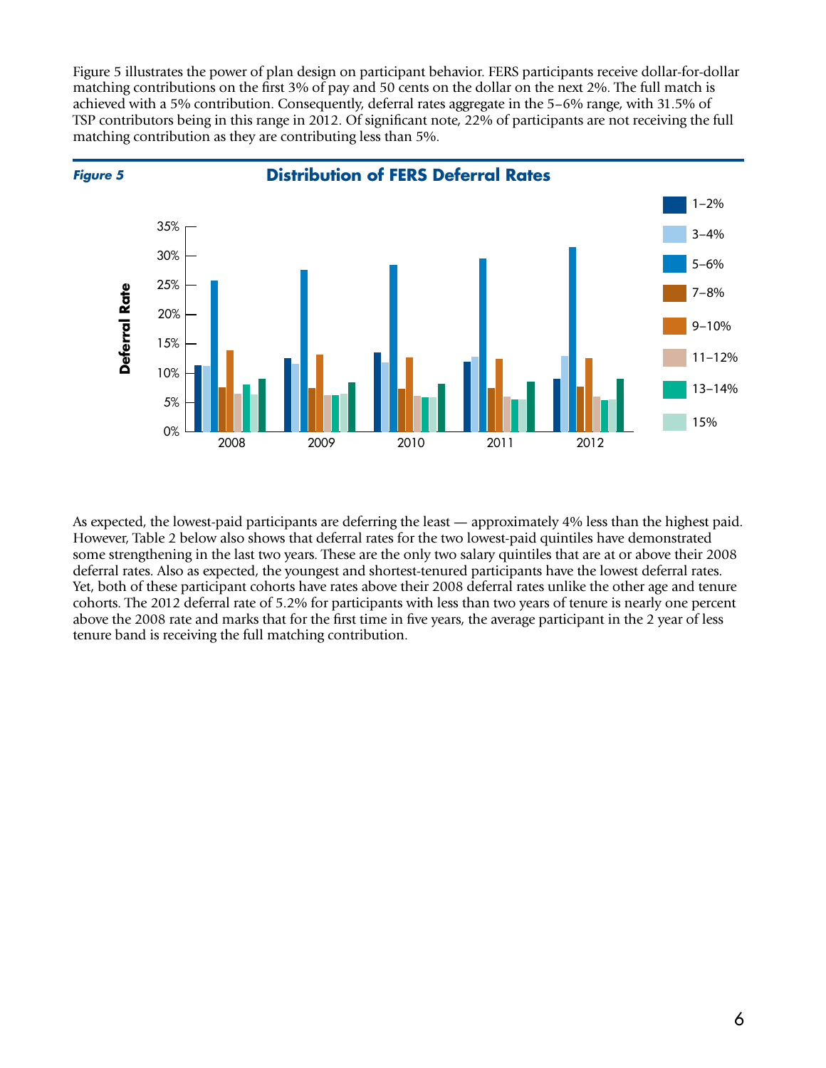Figure 5 illustrates the power of plan design on participant behavior. FERS participants receive dollar-for-dollar matching contributions on the first 3% of pay and 50 cents on the dollar on the next 2%. The full match is achieved with a 5% contribution. Consequently, deferral rates aggregate in the 5–6% range, with 31.5% of TSP contributors being in this range in 2012. Of significant note, 22% of participants are not receiving the full matching contribution as they are contributing less than 5%.

*Figure 5*

**Distribution of FERS Deferral Rates**

Deferral Rate

35%
30%
25%
20%
15%
10%
5%
0%

2008
2009
2010
2011
2012

1–2%
3–4%
5–6%
7–8%
9–10%
11–12%
13–14%
15%

As expected, the lowest-paid participants are deferring the least — approximately 4% less than the highest paid. However, Table 2 below also shows that deferral rates for the two lowest-paid quintiles have demonstrated some strengthening in the last two years. These are the only two salary quintiles that are at or above their 2008 deferral rates. Also as expected, the youngest and shortest-tenured participants have the lowest deferral rates. Yet, both of these participant cohorts have rates above their 2008 deferral rates unlike the other age and tenure cohorts. The 2012 deferral rate of 5.2% for participants with less than two years of tenure is nearly one percent above the 2008 rate and marks that for the first time in five years, the average participant in the 2 year of less tenure band is receiving the full matching contribution.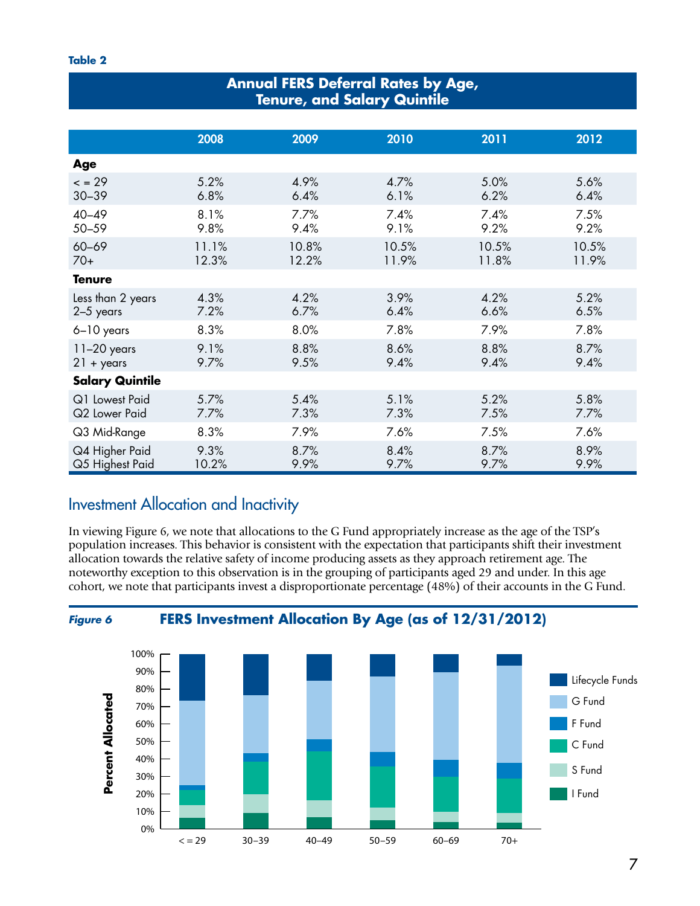**Table 2**

**Annual FERS Deferral Rates by Age, Tenure, and Salary Quintile**

| | 2008 | 2009 | 2010 | 2011 | 2012 |
|---|---|---|---|---|---|
| **Age** | | | | | |
| < = 29 | 5.2% | 4.9% | 4.7% | 5.0% | 5.6% |
| 30–39 | 6.8% | 6.4% | 6.1% | 6.2% | 6.4% |
| 40–49 | 8.1% | 7.7% | 7.4% | 7.4% | 7.5% |
| 50–59 | 9.8% | 9.4% | 9.1% | 9.2% | 9.2% |
| 60–69 | 11.1% | 10.8% | 10.5% | 10.5% | 10.5% |
| 70+ | 12.3% | 12.2% | 11.9% | 11.8% | 11.9% |
| **Tenure** | | | | | |
| Less than 2 years | 4.3% | 4.2% | 3.9% | 4.2% | 5.2% |
| 2–5 years | 7.2% | 6.7% | 6.4% | 6.6% | 6.5% |
| 6–10 years | 8.3% | 8.0% | 7.8% | 7.9% | 7.8% |
| 11–20 years | 9.1% | 8.8% | 8.6% | 8.8% | 8.7% |
| 21 + years | 9.7% | 9.5% | 9.4% | 9.4% | 9.4% |
| **Salary Quintile** | | | | | |
| Q1 Lowest Paid | 5.7% | 5.4% | 5.1% | 5.2% | 5.8% |
| Q2 Lower Paid | 7.7% | 7.3% | 7.3% | 7.5% | 7.7% |
| Q3 Mid-Range | 8.3% | 7.9% | 7.6% | 7.5% | 7.6% |
| Q4 Higher Paid | 9.3% | 8.7% | 8.4% | 8.7% | 8.9% |
| Q5 Highest Paid | 10.2% | 9.9% | 9.7% | 9.7% | 9.9% |

## Investment Allocation and Inactivity

In viewing Figure 6, we note that allocations to the G Fund appropriately increase as the age of the TSP's population increases. This behavior is consistent with the expectation that participants shift their investment allocation towards the relative safety of income producing assets as they approach retirement age. The noteworthy exception to this observation is in the grouping of participants aged 29 and under. In this age cohort, we note that participants invest a disproportionate percentage (48%) of their accounts in the G Fund.

*Figure 6* **FERS Investment Allocation By Age (as of 12/31/2012)**

Percent Allocated

100%
90%
80%
70%
60%
50%
40%
30%
20%
10%
0%

< = 29
30–39
40–49
50–59
60–69
70+

Lifecycle Funds
G Fund
F Fund
C Fund
S Fund
I Fund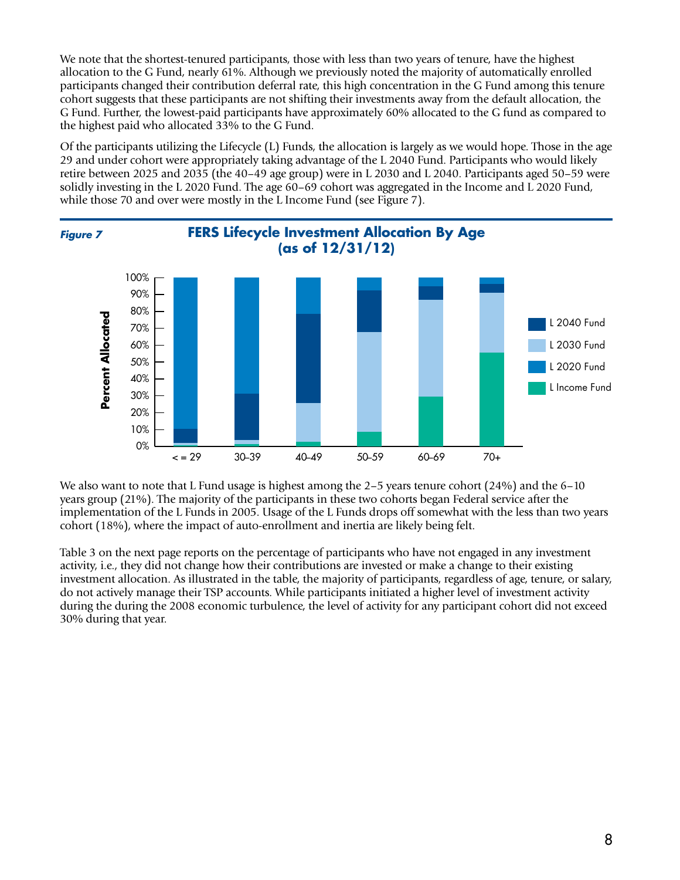We note that the shortest-tenured participants, those with less than two years of tenure, have the highest allocation to the G Fund, nearly 61%. Although we previously noted the majority of automatically enrolled participants changed their contribution deferral rate, this high concentration in the G Fund among this tenure cohort suggests that these participants are not shifting their investments away from the default allocation, the G Fund. Further, the lowest-paid participants have approximately 60% allocated to the G fund as compared to the highest paid who allocated 33% to the G Fund.

Of the participants utilizing the Lifecycle (L) Funds, the allocation is largely as we would hope. Those in the age 29 and under cohort were appropriately taking advantage of the L 2040 Fund. Participants who would likely retire between 2025 and 2035 (the 40–49 age group) were in L 2030 and L 2040. Participants aged 50–59 were solidly investing in the L 2020 Fund. The age 60–69 cohort was aggregated in the Income and L 2020 Fund, while those 70 and over were mostly in the L Income Fund (see Figure 7).

*Figure 7*

**FERS Lifecycle Investment Allocation By Age (as of 12/31/12)**

Percent Allocated

100%
90%
80%
70%
60%
50%
40%
30%
20%
10%
0%

< = 29
30–39
40–49
50–59
60–69
70+

L 2040 Fund
L 2030 Fund
L 2020 Fund
L Income Fund

We also want to note that L Fund usage is highest among the 2–5 years tenure cohort (24%) and the 6–10 years group (21%). The majority of the participants in these two cohorts began Federal service after the implementation of the L Funds in 2005. Usage of the L Funds drops off somewhat with the less than two years cohort (18%), where the impact of auto-enrollment and inertia are likely being felt.

Table 3 on the next page reports on the percentage of participants who have not engaged in any investment activity, i.e., they did not change how their contributions are invested or make a change to their existing investment allocation. As illustrated in the table, the majority of participants, regardless of age, tenure, or salary, do not actively manage their TSP accounts. While participants initiated a higher level of investment activity during the during the 2008 economic turbulence, the level of activity for any participant cohort did not exceed 30% during that year.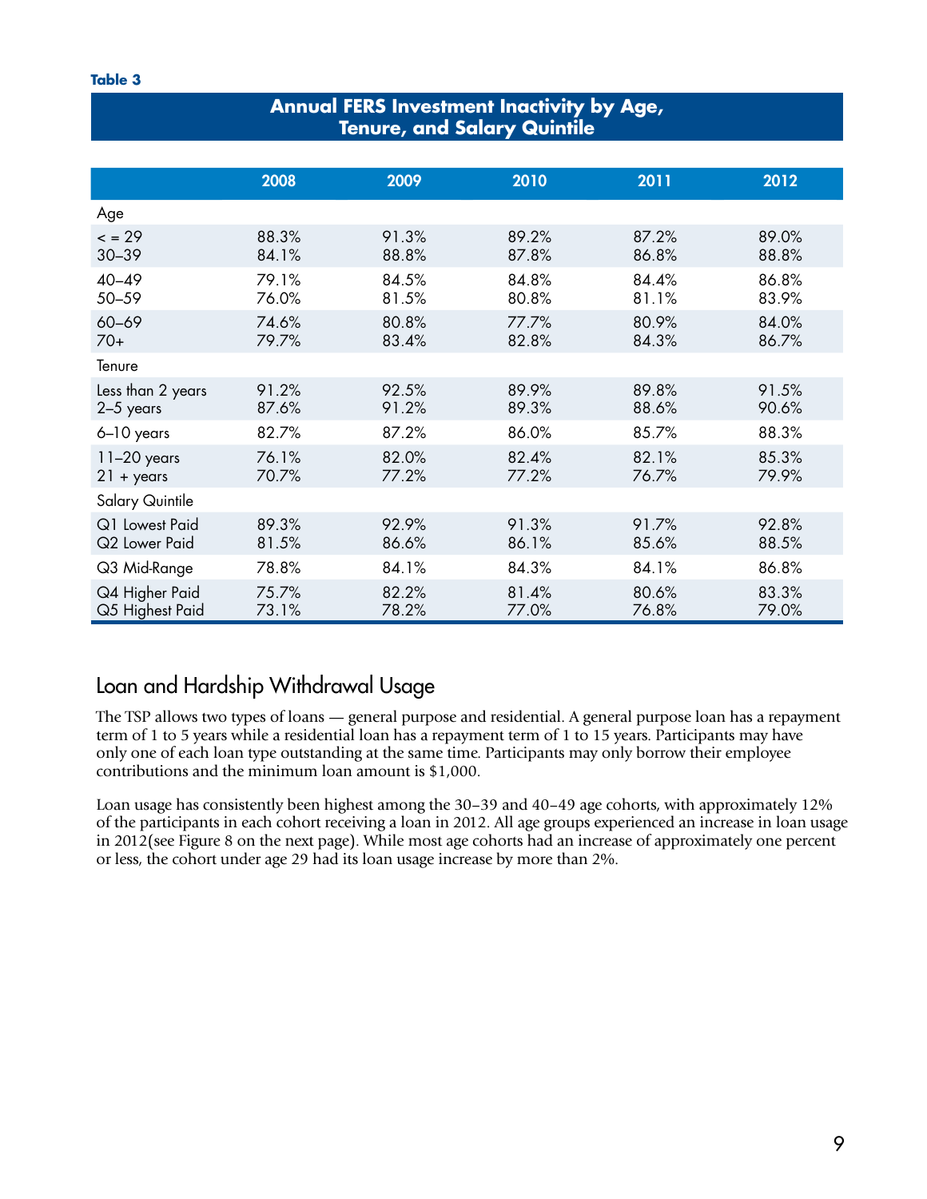**Table 3**

**Annual FERS Investment Inactivity by Age, Tenure, and Salary Quintile**

| | 2008 | 2009 | 2010 | 2011 | 2012 |
|---|---|---|---|---|---|
| Age | | | | | |
| < = 29 | 88.3% | 91.3% | 89.2% | 87.2% | 89.0% |
| 30–39 | 84.1% | 88.8% | 87.8% | 86.8% | 88.8% |
| 40–49 | 79.1% | 84.5% | 84.8% | 84.4% | 86.8% |
| 50–59 | 76.0% | 81.5% | 80.8% | 81.1% | 83.9% |
| 60–69 | 74.6% | 80.8% | 77.7% | 80.9% | 84.0% |
| 70+ | 79.7% | 83.4% | 82.8% | 84.3% | 86.7% |
| Tenure | | | | | |
| Less than 2 years | 91.2% | 92.5% | 89.9% | 89.8% | 91.5% |
| 2–5 years | 87.6% | 91.2% | 89.3% | 88.6% | 90.6% |
| 6–10 years | 82.7% | 87.2% | 86.0% | 85.7% | 88.3% |
| 11–20 years | 76.1% | 82.0% | 82.4% | 82.1% | 85.3% |
| 21 + years | 70.7% | 77.2% | 77.2% | 76.7% | 79.9% |
| Salary Quintile | | | | | |
| Q1 Lowest Paid | 89.3% | 92.9% | 91.3% | 91.7% | 92.8% |
| Q2 Lower Paid | 81.5% | 86.6% | 86.1% | 85.6% | 88.5% |
| Q3 Mid-Range | 78.8% | 84.1% | 84.3% | 84.1% | 86.8% |
| Q4 Higher Paid | 75.7% | 82.2% | 81.4% | 80.6% | 83.3% |
| Q5 Highest Paid | 73.1% | 78.2% | 77.0% | 76.8% | 79.0% |

## Loan and Hardship Withdrawal Usage

The TSP allows two types of loans — general purpose and residential. A general purpose loan has a repayment term of 1 to 5 years while a residential loan has a repayment term of 1 to 15 years. Participants may have only one of each loan type outstanding at the same time. Participants may only borrow their employee contributions and the minimum loan amount is $1,000.

Loan usage has consistently been highest among the 30–39 and 40–49 age cohorts, with approximately 12% of the participants in each cohort receiving a loan in 2012. All age groups experienced an increase in loan usage in 2012(see Figure 8 on the next page). While most age cohorts had an increase of approximately one percent or less, the cohort under age 29 had its loan usage increase by more than 2%.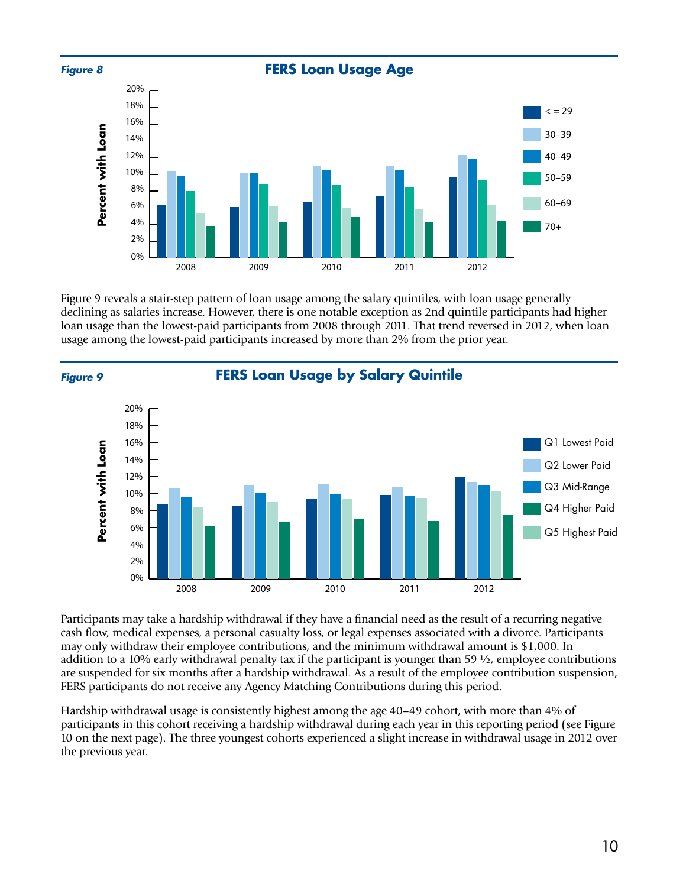*Figure 8*

**FERS Loan Usage Age**

Percent with Loan

20%
18%
16%
14%
12%
10%
8%
6%
4%
2%
0%

2008 2009 2010 2011 2012

< = 29
30–39
40–49
50–59
60–69
70+

Figure 9 reveals a stair-step pattern of loan usage among the salary quintiles, with loan usage generally declining as salaries increase. However, there is one notable exception as 2nd quintile participants had higher loan usage than the lowest-paid participants from 2008 through 2011. That trend reversed in 2012, when loan usage among the lowest-paid participants increased by more than 2% from the prior year.

*Figure 9*

**FERS Loan Usage by Salary Quintile**

Percent with Loan

20%
18%
16%
14%
12%
10%
8%
6%
4%
2%
0%

2008 2009 2010 2011 2012

Q1 Lowest Paid
Q2 Lower Paid
Q3 Mid-Range
Q4 Higher Paid
Q5 Highest Paid

Participants may take a hardship withdrawal if they have a financial need as the result of a recurring negative cash flow, medical expenses, a personal casualty loss, or legal expenses associated with a divorce. Participants may only withdraw their employee contributions, and the minimum withdrawal amount is $1,000. In addition to a 10% early withdrawal penalty tax if the participant is younger than 59 ½, employee contributions are suspended for six months after a hardship withdrawal. As a result of the employee contribution suspension, FERS participants do not receive any Agency Matching Contributions during this period.

Hardship withdrawal usage is consistently highest among the age 40–49 cohort, with more than 4% of participants in this cohort receiving a hardship withdrawal during each year in this reporting period (see Figure 10 on the next page). The three youngest cohorts experienced a slight increase in withdrawal usage in 2012 over the previous year.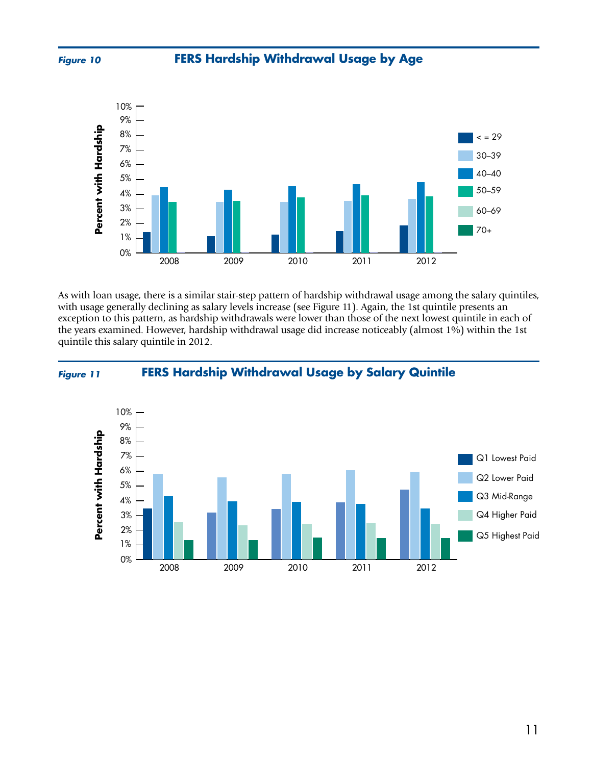*Figure 10* **FERS Hardship Withdrawal Usage by Age**

Percent with Hardship

10%
9%
8%
7%
6%
5%
4%
3%
2%
1%
0%

2008
2009
2010
2011
2012

< = 29
30–39
40–40
50–59
60–69
70+

As with loan usage, there is a similar stair-step pattern of hardship withdrawal usage among the salary quintiles, with usage generally declining as salary levels increase (see Figure 11). Again, the 1st quintile presents an exception to this pattern, as hardship withdrawals were lower than those of the next lowest quintile in each of the years examined. However, hardship withdrawal usage did increase noticeably (almost 1%) within the 1st quintile this salary quintile in 2012.

*Figure 11* **FERS Hardship Withdrawal Usage by Salary Quintile**

Percent with Hardship

10%
9%
8%
7%
6%
5%
4%
3%
2%
1%
0%

2008
2009
2010
2011
2012

Q1 Lowest Paid
Q2 Lower Paid
Q3 Mid-Range
Q4 Higher Paid
Q5 Highest Paid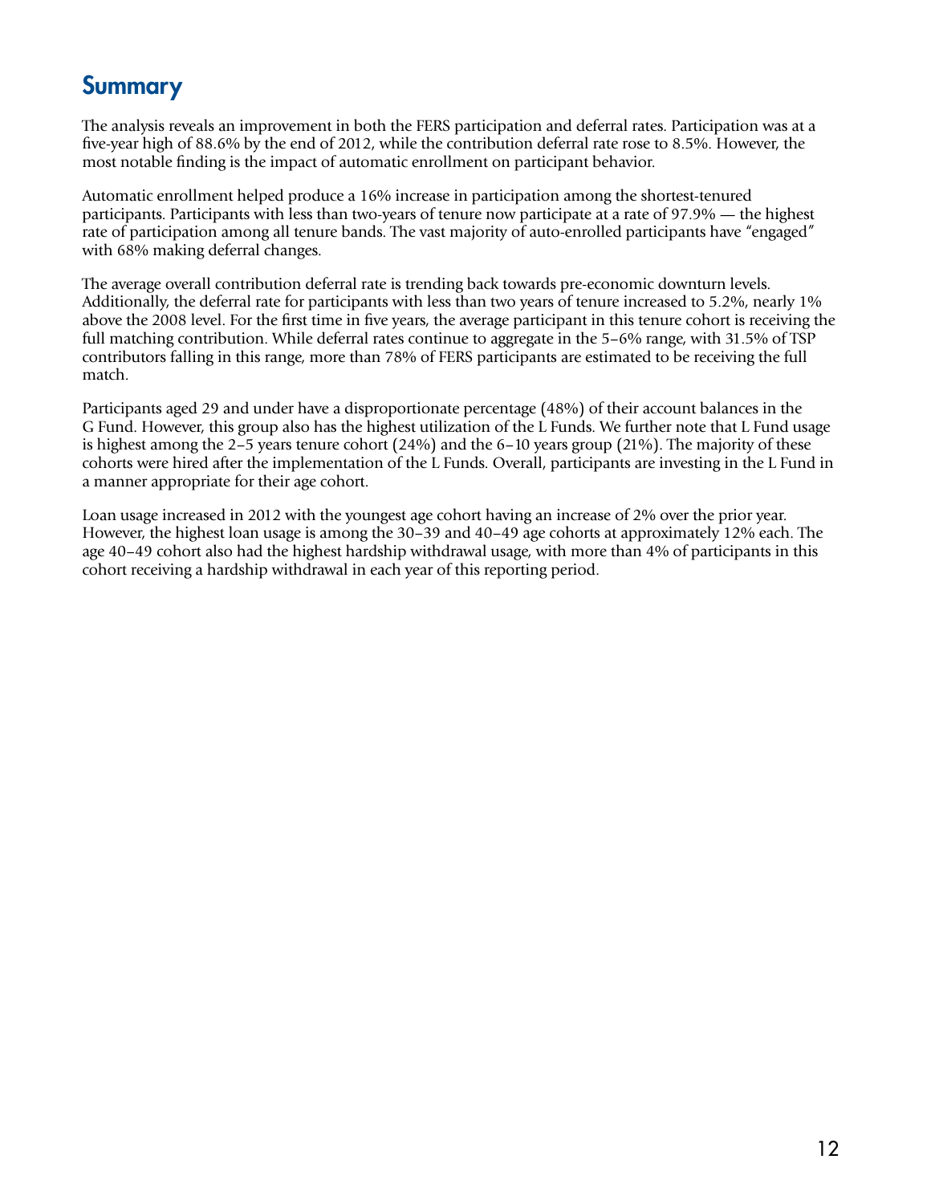## Summary

The analysis reveals an improvement in both the FERS participation and deferral rates. Participation was at a five-year high of 88.6% by the end of 2012, while the contribution deferral rate rose to 8.5%. However, the most notable finding is the impact of automatic enrollment on participant behavior.

Automatic enrollment helped produce a 16% increase in participation among the shortest-tenured participants. Participants with less than two-years of tenure now participate at a rate of 97.9% — the highest rate of participation among all tenure bands. The vast majority of auto-enrolled participants have "engaged" with 68% making deferral changes.

The average overall contribution deferral rate is trending back towards pre-economic downturn levels. Additionally, the deferral rate for participants with less than two years of tenure increased to 5.2%, nearly 1% above the 2008 level. For the first time in five years, the average participant in this tenure cohort is receiving the full matching contribution. While deferral rates continue to aggregate in the 5–6% range, with 31.5% of TSP contributors falling in this range, more than 78% of FERS participants are estimated to be receiving the full match.

Participants aged 29 and under have a disproportionate percentage (48%) of their account balances in the G Fund. However, this group also has the highest utilization of the L Funds. We further note that L Fund usage is highest among the 2–5 years tenure cohort (24%) and the 6–10 years group (21%). The majority of these cohorts were hired after the implementation of the L Funds. Overall, participants are investing in the L Fund in a manner appropriate for their age cohort.

Loan usage increased in 2012 with the youngest age cohort having an increase of 2% over the prior year. However, the highest loan usage is among the 30–39 and 40–49 age cohorts at approximately 12% each. The age 40–49 cohort also had the highest hardship withdrawal usage, with more than 4% of participants in this cohort receiving a hardship withdrawal in each year of this reporting period.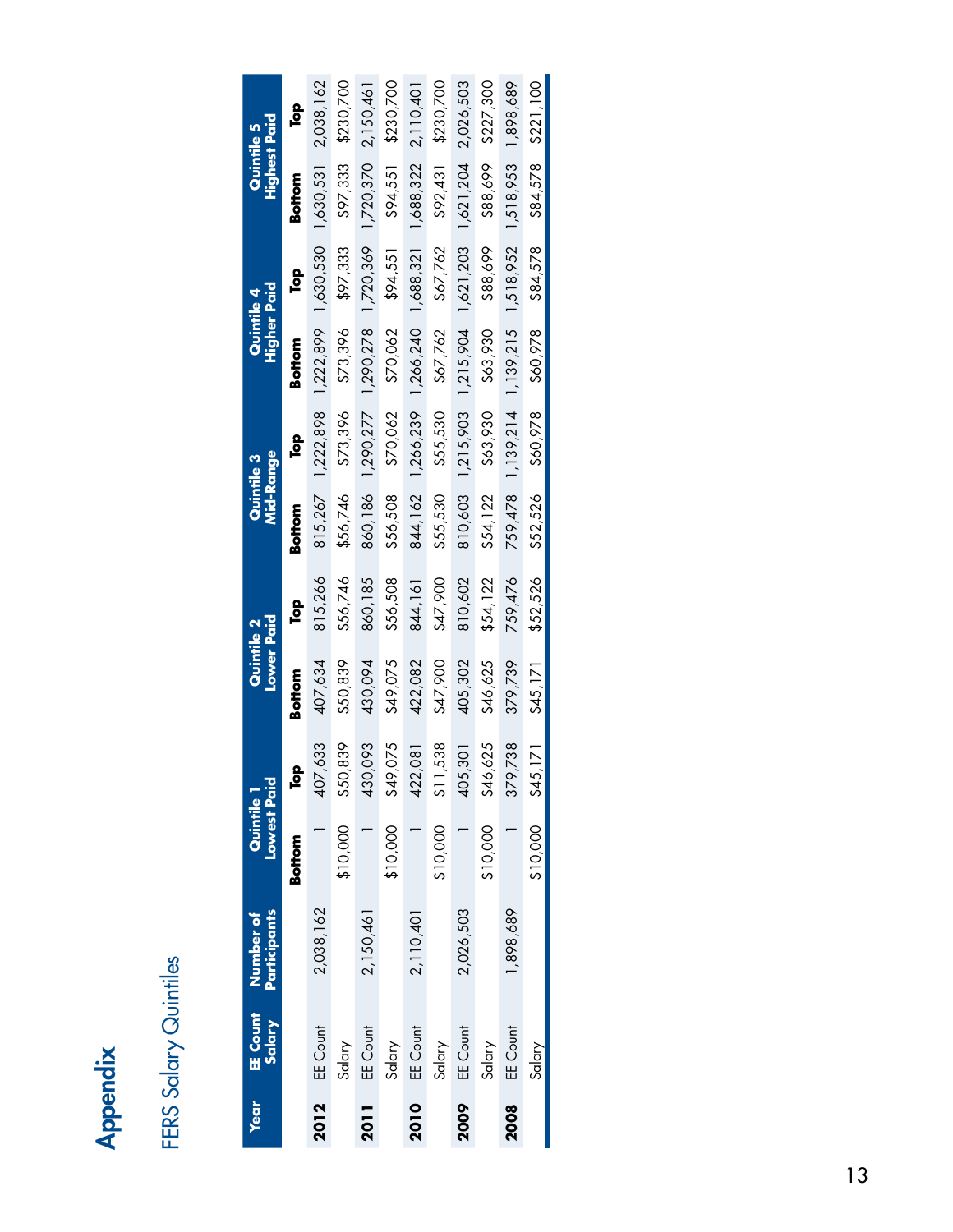# Appendix

## FERS Salary Quintiles

| Year | EE Count / Salary | Number of Participants | Quintile 1 Lowest Paid | | Quintile 2 Lower Paid | | Quintile 3 Mid-Range | | Quintile 4 Higher Paid | | Quintile 5 Highest Paid | |
|---|---|---|---|---|---|---|---|---|---|---|---|---|
| | | | Bottom | Top | Bottom | Top | Bottom | Top | Bottom | Top | Bottom | Top |
| **2012** | EE Count | 2,038,162 | 1 | 407,633 | 407,634 | 815,266 | 815,267 | 1,222,898 | 1,222,899 | 1,630,530 | 1,630,531 | 2,038,162 |
| | Salary | | $10,000 | $50,839 | $50,839 | $56,746 | $56,746 | $73,396 | $73,396 | $97,333 | $97,333 | $230,700 |
| **2011** | EE Count | 2,150,461 | 1 | 430,093 | 430,094 | 860,185 | 860,186 | 1,290,277 | 1,290,278 | 1,720,369 | 1,720,370 | 2,150,461 |
| | Salary | | $10,000 | $49,075 | $49,075 | $56,508 | $56,508 | $70,062 | $70,062 | $94,551 | $94,551 | $230,700 |
| **2010** | EE Count | 2,110,401 | 1 | 422,081 | 422,082 | 844,161 | 844,162 | 1,266,239 | 1,266,240 | 1,688,321 | 1,688,322 | 2,110,401 |
| | Salary | | $10,000 | $11,538 | $47,900 | $47,900 | $55,530 | $55,530 | $67,762 | $67,762 | $92,431 | $230,700 |
| **2009** | EE Count | 2,026,503 | 1 | 405,301 | 405,302 | 810,602 | 810,603 | 1,215,903 | 1,215,904 | 1,621,203 | 1,621,204 | 2,026,503 |
| | Salary | | $10,000 | $46,625 | $46,625 | $54,122 | $54,122 | $63,930 | $63,930 | $88,699 | $88,699 | $227,300 |
| **2008** | EE Count | 1,898,689 | 1 | 379,738 | 379,739 | 759,476 | 759,478 | 1,139,214 | 1,139,215 | 1,518,952 | 1,518,953 | 1,898,689 |
| | Salary | | $10,000 | $45,171 | $45,171 | $52,526 | $52,526 | $60,978 | $60,978 | $84,578 | $84,578 | $221,100 |